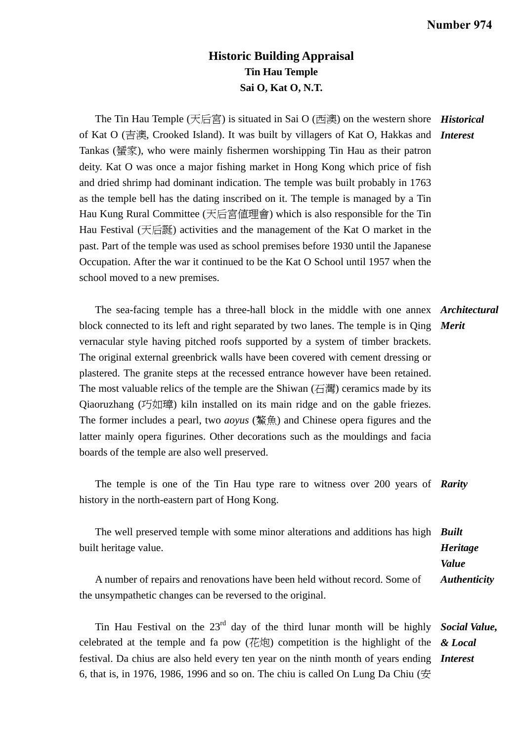**Number 974**

# Historic Building Appraisal
## Tin Hau Temple
## Sai O, Kat O, N.T.

***Historical Interest***

The Tin Hau Temple (天后宮) is situated in Sai O (西澳) on the western shore of Kat O (吉澳, Crooked Island). It was built by villagers of Kat O, Hakkas and Tankas (蜑家), who were mainly fishermen worshipping Tin Hau as their patron deity. Kat O was once a major fishing market in Hong Kong which price of fish and dried shrimp had dominant indication. The temple was built probably in 1763 as the temple bell has the dating inscribed on it. The temple is managed by a Tin Hau Kung Rural Committee (天后宮値理會) which is also responsible for the Tin Hau Festival (天后誕) activities and the management of the Kat O market in the past. Part of the temple was used as school premises before 1930 until the Japanese Occupation. After the war it continued to be the Kat O School until 1957 when the school moved to a new premises.

***Architectural Merit***

The sea-facing temple has a three-hall block in the middle with one annex block connected to its left and right separated by two lanes. The temple is in Qing vernacular style having pitched roofs supported by a system of timber brackets. The original external greenbrick walls have been covered with cement dressing or plastered. The granite steps at the recessed entrance however have been retained. The most valuable relics of the temple are the Shiwan (石灣) ceramics made by its Qiaoruzhang (巧如璋) kiln installed on its main ridge and on the gable friezes. The former includes a pearl, two *aoyus* (鰲魚) and Chinese opera figures and the latter mainly opera figurines. Other decorations such as the mouldings and facia boards of the temple are also well preserved.

***Rarity***

The temple is one of the Tin Hau type rare to witness over 200 years of history in the north-eastern part of Hong Kong.

***Built Heritage Value***

The well preserved temple with some minor alterations and additions has high built heritage value.

***Authenticity***

A number of repairs and renovations have been held without record. Some of the unsympathetic changes can be reversed to the original.

***Social Value, & Local Interest***

Tin Hau Festival on the 23rd day of the third lunar month will be highly celebrated at the temple and fa pow (花炮) competition is the highlight of the festival. Da chius are also held every ten year on the ninth month of years ending 6, that is, in 1976, 1986, 1996 and so on. The chiu is called On Lung Da Chiu (安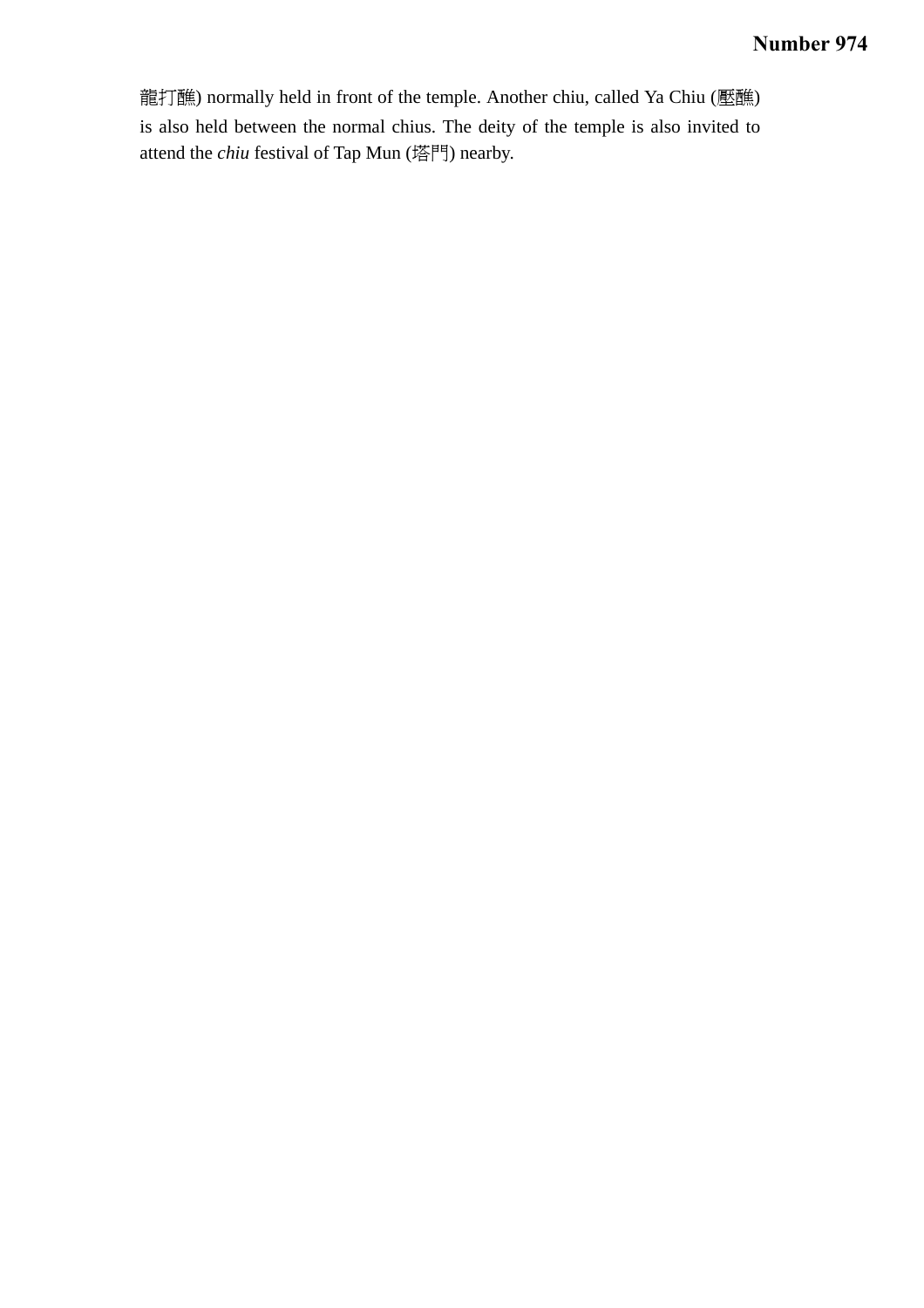龍打醮) normally held in front of the temple. Another chiu, called Ya Chiu (壓醮) is also held between the normal chius. The deity of the temple is also invited to attend the *chiu* festival of Tap Mun (塔門) nearby.